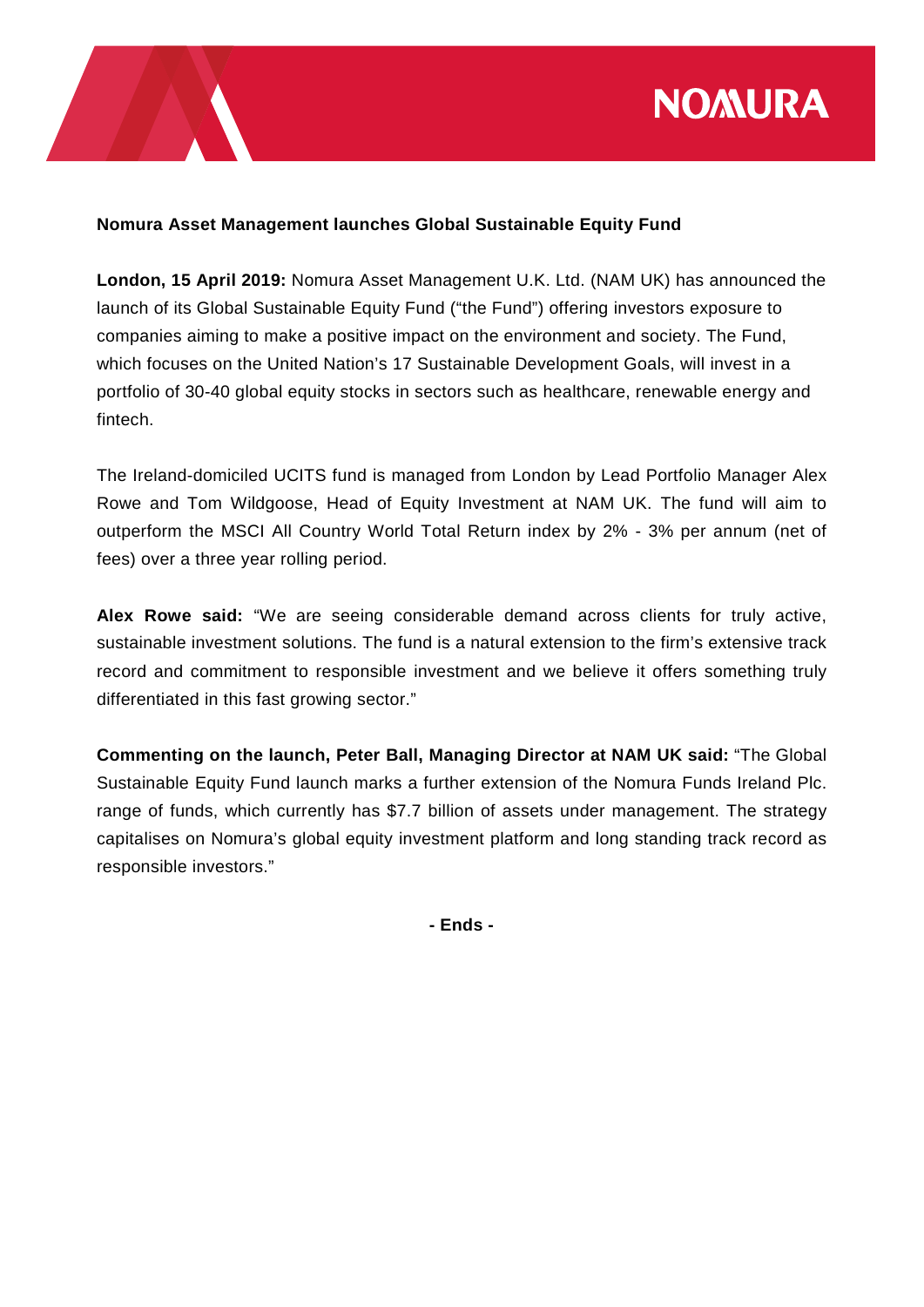**Nomura Asset Management launches Global Sustainable Equity Fund**

**London, 15 April 2019:** Nomura Asset Management U.K. Ltd. (NAM UK) has announced the launch of its Global Sustainable Equity Fund ("the Fund") offering investors exposure to companies aiming to make a positive impact on the environment and society. The Fund, which focuses on the United Nation's 17 Sustainable Development Goals, will invest in a portfolio of 30-40 global equity stocks in sectors such as healthcare, renewable energy and fintech.

The Ireland-domiciled UCITS fund is managed from London by Lead Portfolio Manager Alex Rowe and Tom Wildgoose, Head of Equity Investment at NAM UK. The fund will aim to outperform the MSCI All Country World Total Return index by 2% - 3% per annum (net of fees) over a three year rolling period.

**Alex Rowe said:** "We are seeing considerable demand across clients for truly active, sustainable investment solutions. The fund is a natural extension to the firm's extensive track record and commitment to responsible investment and we believe it offers something truly differentiated in this fast growing sector."

**Commenting on the launch, Peter Ball, Managing Director at NAM UK said:** "The Global Sustainable Equity Fund launch marks a further extension of the Nomura Funds Ireland Plc. range of funds, which currently has $7.7 billion of assets under management. The strategy capitalises on Nomura's global equity investment platform and long standing track record as responsible investors."

**- Ends -**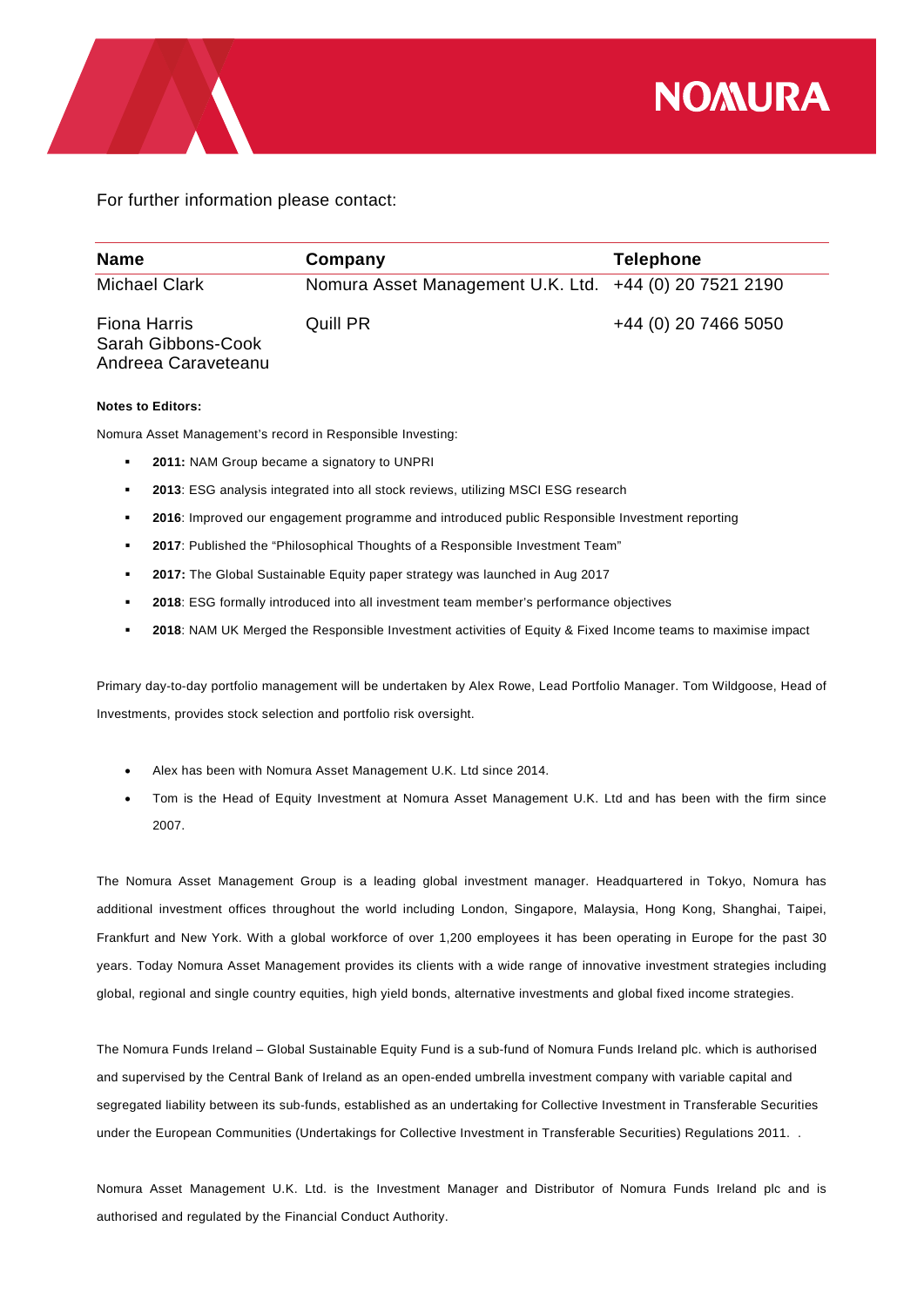For further information please contact:

| Name | Company | Telephone |
|---|---|---|
| Michael Clark | Nomura Asset Management U.K. Ltd. | +44 (0) 20 7521 2190 |
| Fiona Harris<br>Sarah Gibbons-Cook<br>Andreea Caraveteanu | Quill PR | +44 (0) 20 7466 5050 |

**Notes to Editors:**

Nomura Asset Management's record in Responsible Investing:

- **2011:** NAM Group became a signatory to UNPRI
- **2013**: ESG analysis integrated into all stock reviews, utilizing MSCI ESG research
- **2016**: Improved our engagement programme and introduced public Responsible Investment reporting
- **2017**: Published the "Philosophical Thoughts of a Responsible Investment Team"
- **2017:** The Global Sustainable Equity paper strategy was launched in Aug 2017
- **2018**: ESG formally introduced into all investment team member's performance objectives
- **2018**: NAM UK Merged the Responsible Investment activities of Equity & Fixed Income teams to maximise impact

Primary day-to-day portfolio management will be undertaken by Alex Rowe, Lead Portfolio Manager. Tom Wildgoose, Head of Investments, provides stock selection and portfolio risk oversight.

- Alex has been with Nomura Asset Management U.K. Ltd since 2014.
- Tom is the Head of Equity Investment at Nomura Asset Management U.K. Ltd and has been with the firm since 2007.

The Nomura Asset Management Group is a leading global investment manager. Headquartered in Tokyo, Nomura has additional investment offices throughout the world including London, Singapore, Malaysia, Hong Kong, Shanghai, Taipei, Frankfurt and New York. With a global workforce of over 1,200 employees it has been operating in Europe for the past 30 years. Today Nomura Asset Management provides its clients with a wide range of innovative investment strategies including global, regional and single country equities, high yield bonds, alternative investments and global fixed income strategies.

The Nomura Funds Ireland – Global Sustainable Equity Fund is a sub-fund of Nomura Funds Ireland plc. which is authorised and supervised by the Central Bank of Ireland as an open-ended umbrella investment company with variable capital and segregated liability between its sub-funds, established as an undertaking for Collective Investment in Transferable Securities under the European Communities (Undertakings for Collective Investment in Transferable Securities) Regulations 2011. .

Nomura Asset Management U.K. Ltd. is the Investment Manager and Distributor of Nomura Funds Ireland plc and is authorised and regulated by the Financial Conduct Authority.